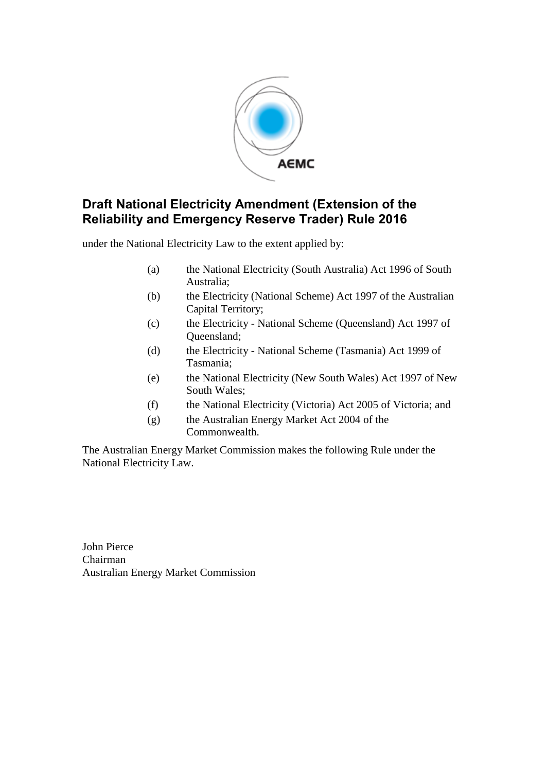# Draft National Electricity Amendment (Extension of the Reliability and Emergency Reserve Trader) Rule 2016

under the National Electricity Law to the extent applied by:

(a) the National Electricity (South Australia) Act 1996 of South Australia;

(b) the Electricity (National Scheme) Act 1997 of the Australian Capital Territory;

(c) the Electricity - National Scheme (Queensland) Act 1997 of Queensland;

(d) the Electricity - National Scheme (Tasmania) Act 1999 of Tasmania;

(e) the National Electricity (New South Wales) Act 1997 of New South Wales;

(f) the National Electricity (Victoria) Act 2005 of Victoria; and

(g) the Australian Energy Market Act 2004 of the Commonwealth.

The Australian Energy Market Commission makes the following Rule under the National Electricity Law.

John Pierce
Chairman
Australian Energy Market Commission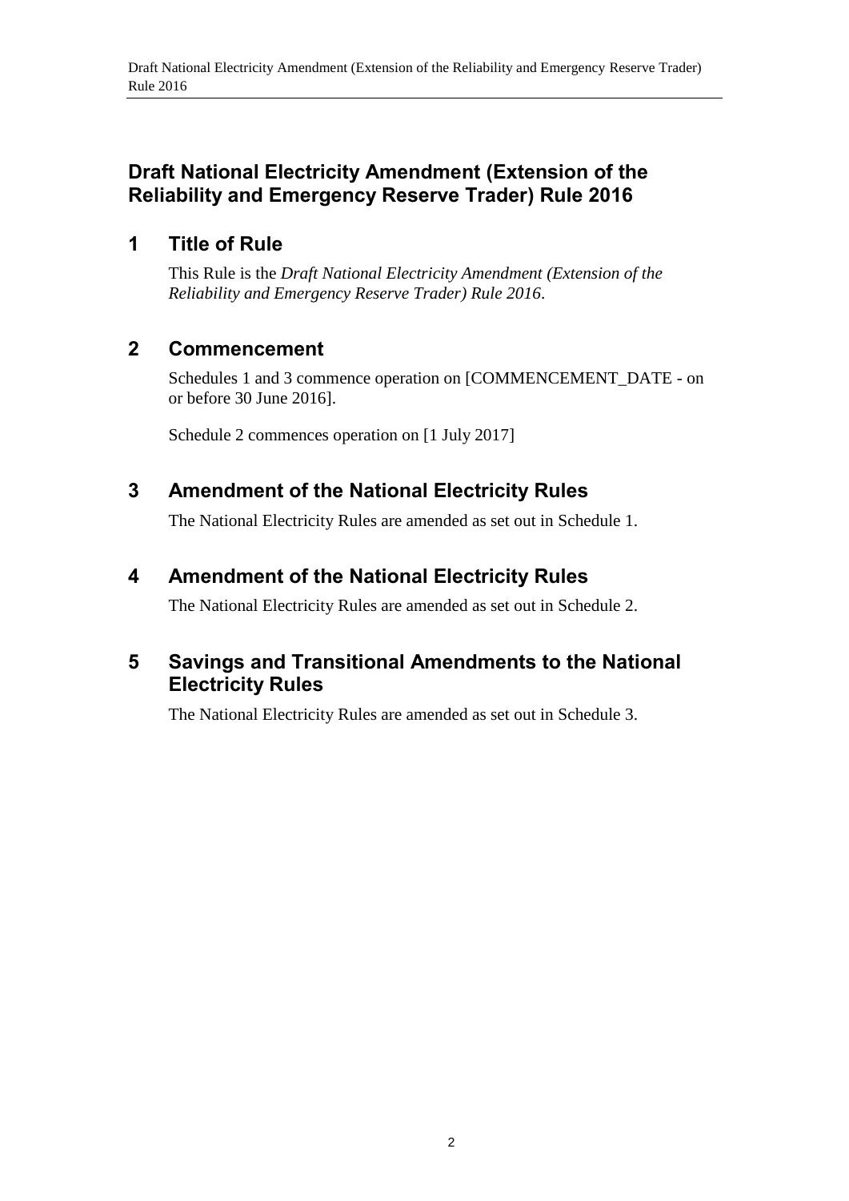# Draft National Electricity Amendment (Extension of the Reliability and Emergency Reserve Trader) Rule 2016

## 1 Title of Rule

This Rule is the *Draft National Electricity Amendment (Extension of the Reliability and Emergency Reserve Trader) Rule 2016*.

## 2 Commencement

Schedules 1 and 3 commence operation on [COMMENCEMENT_DATE - on or before 30 June 2016].

Schedule 2 commences operation on [1 July 2017]

## 3 Amendment of the National Electricity Rules

The National Electricity Rules are amended as set out in Schedule 1.

## 4 Amendment of the National Electricity Rules

The National Electricity Rules are amended as set out in Schedule 2.

## 5 Savings and Transitional Amendments to the National Electricity Rules

The National Electricity Rules are amended as set out in Schedule 3.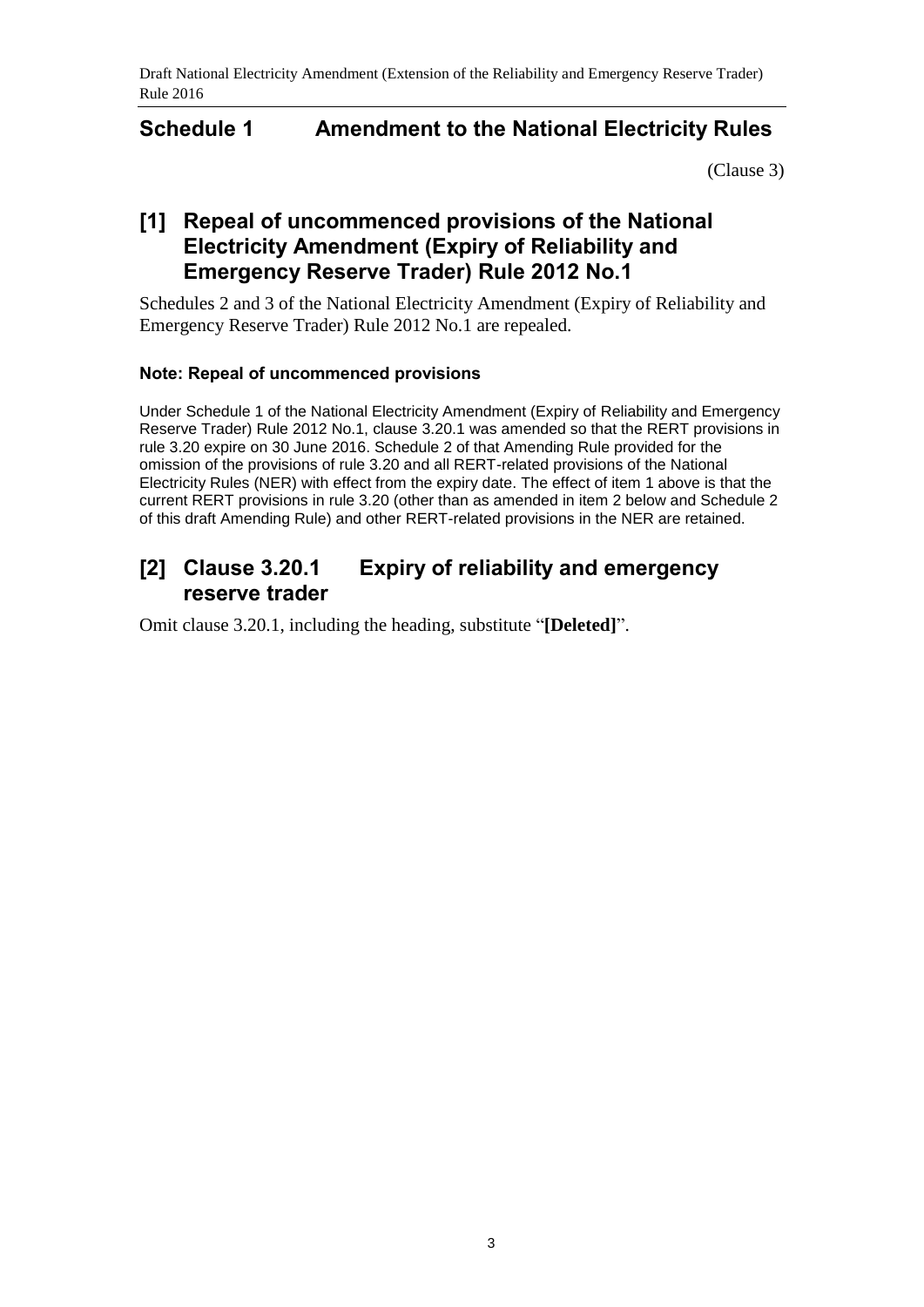## Schedule 1 Amendment to the National Electricity Rules

(Clause 3)

## [1] Repeal of uncommenced provisions of the National Electricity Amendment (Expiry of Reliability and Emergency Reserve Trader) Rule 2012 No.1

Schedules 2 and 3 of the National Electricity Amendment (Expiry of Reliability and Emergency Reserve Trader) Rule 2012 No.1 are repealed.

#### Note: Repeal of uncommenced provisions

Under Schedule 1 of the National Electricity Amendment (Expiry of Reliability and Emergency Reserve Trader) Rule 2012 No.1, clause 3.20.1 was amended so that the RERT provisions in rule 3.20 expire on 30 June 2016. Schedule 2 of that Amending Rule provided for the omission of the provisions of rule 3.20 and all RERT-related provisions of the National Electricity Rules (NER) with effect from the expiry date. The effect of item 1 above is that the current RERT provisions in rule 3.20 (other than as amended in item 2 below and Schedule 2 of this draft Amending Rule) and other RERT-related provisions in the NER are retained.

## [2] Clause 3.20.1 Expiry of reliability and emergency reserve trader

Omit clause 3.20.1, including the heading, substitute "**[Deleted]**".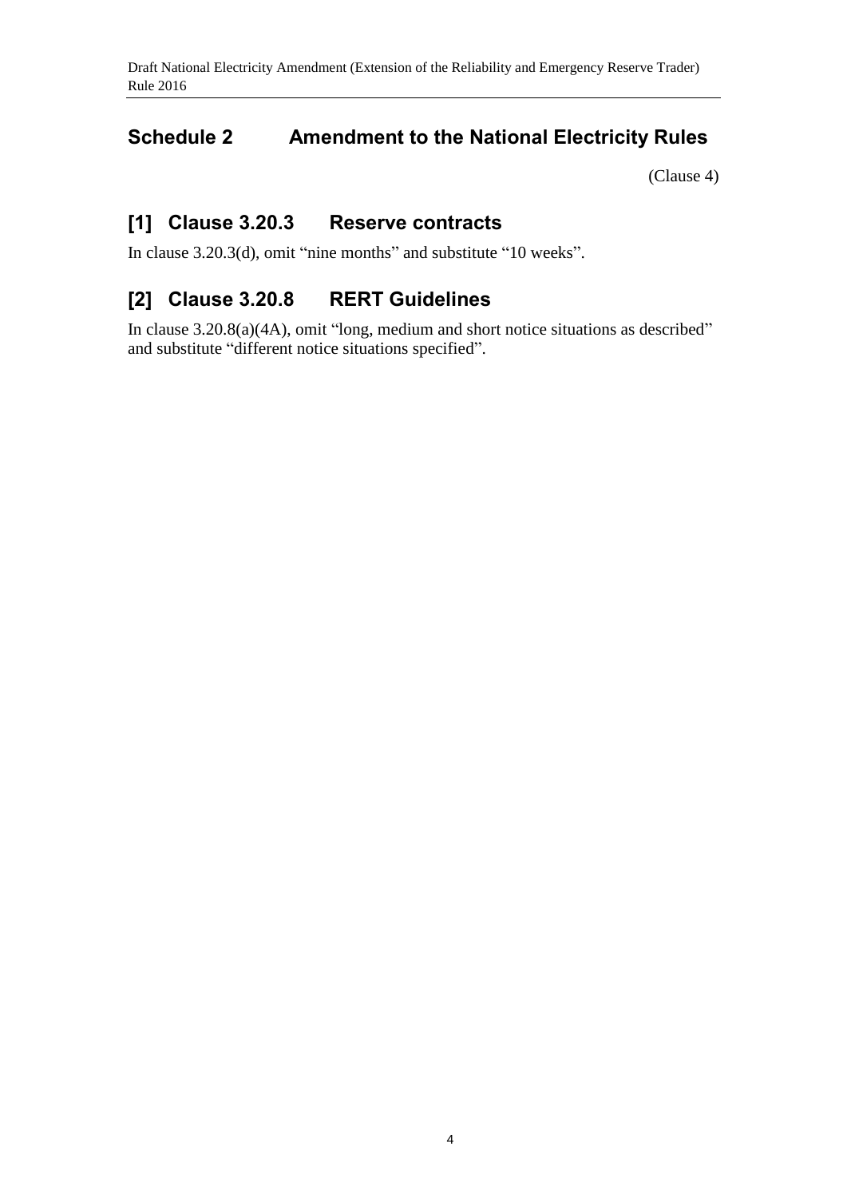## Schedule 2 Amendment to the National Electricity Rules

(Clause 4)

### [1] Clause 3.20.3 Reserve contracts

In clause 3.20.3(d), omit "nine months" and substitute "10 weeks".

### [2] Clause 3.20.8 RERT Guidelines

In clause 3.20.8(a)(4A), omit "long, medium and short notice situations as described" and substitute "different notice situations specified".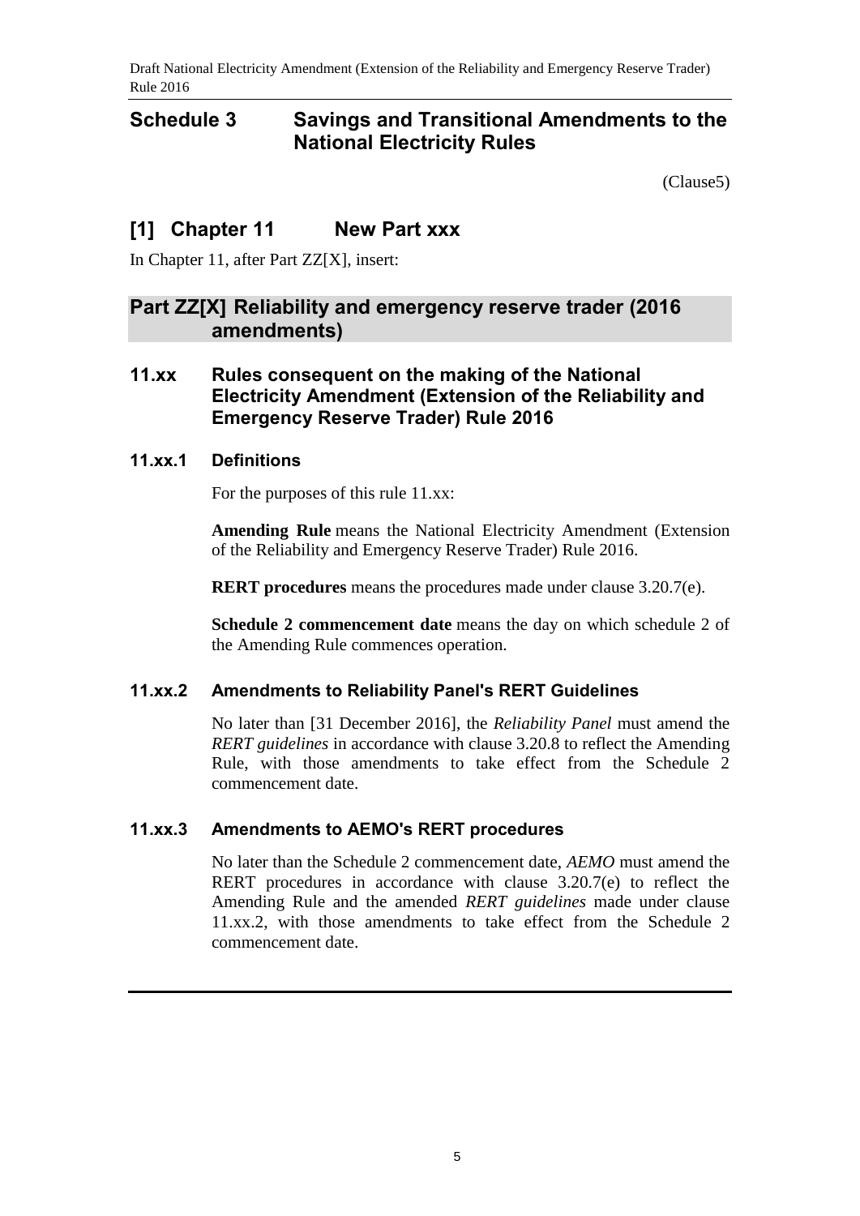# Schedule 3 Savings and Transitional Amendments to the National Electricity Rules

(Clause5)

## [1] Chapter 11 New Part xxx

In Chapter 11, after Part ZZ[X], insert:

## Part ZZ[X] Reliability and emergency reserve trader (2016 amendments)

### 11.xx Rules consequent on the making of the National Electricity Amendment (Extension of the Reliability and Emergency Reserve Trader) Rule 2016

#### 11.xx.1 Definitions

For the purposes of this rule 11.xx:

**Amending Rule** means the National Electricity Amendment (Extension of the Reliability and Emergency Reserve Trader) Rule 2016.

**RERT procedures** means the procedures made under clause 3.20.7(e).

**Schedule 2 commencement date** means the day on which schedule 2 of the Amending Rule commences operation.

#### 11.xx.2 Amendments to Reliability Panel's RERT Guidelines

No later than [31 December 2016], the *Reliability Panel* must amend the *RERT guidelines* in accordance with clause 3.20.8 to reflect the Amending Rule, with those amendments to take effect from the Schedule 2 commencement date.

#### 11.xx.3 Amendments to AEMO's RERT procedures

No later than the Schedule 2 commencement date, *AEMO* must amend the RERT procedures in accordance with clause 3.20.7(e) to reflect the Amending Rule and the amended *RERT guidelines* made under clause 11.xx.2, with those amendments to take effect from the Schedule 2 commencement date.